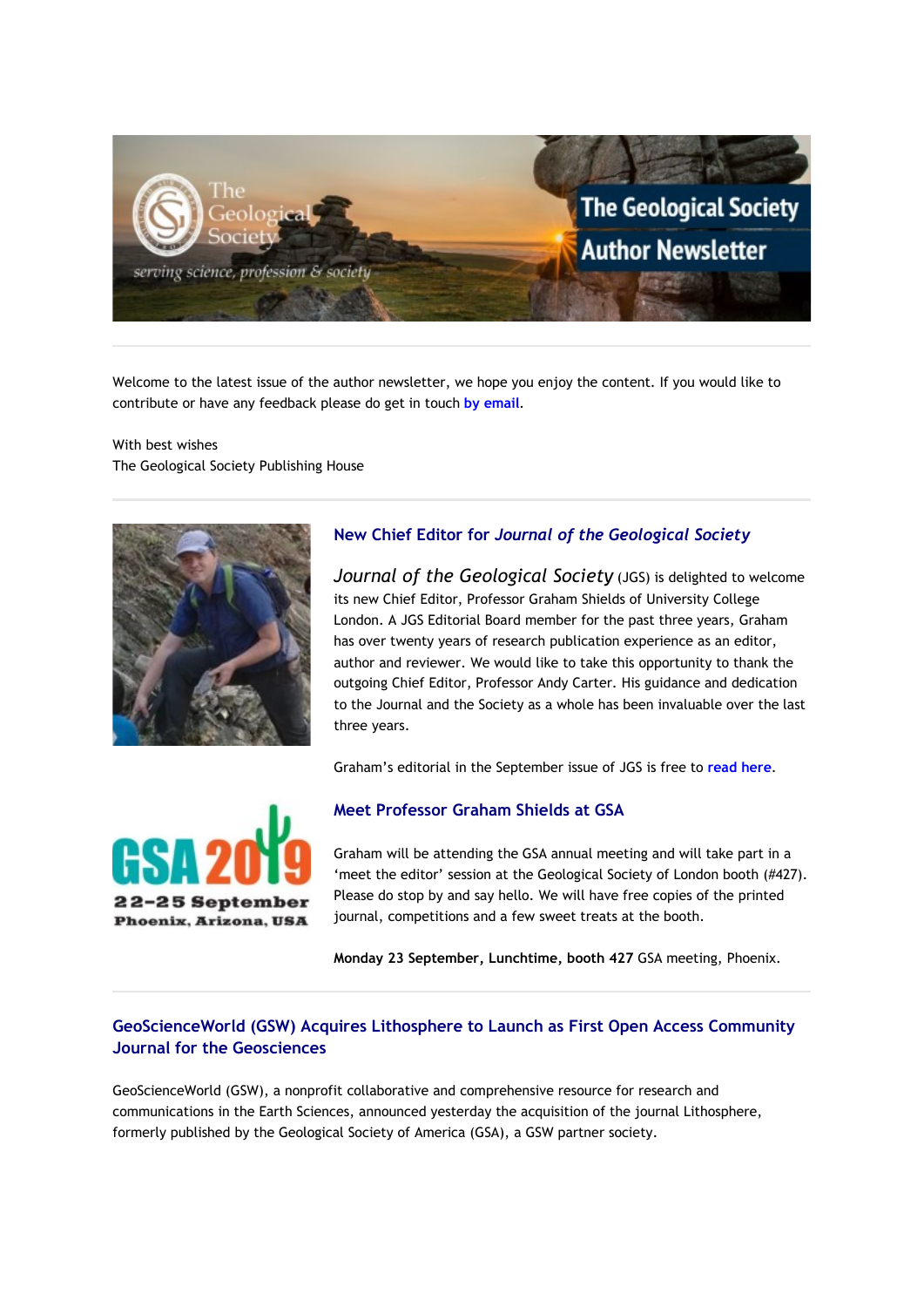Welcome to the latest issue of the author newsletter, we hope you enjoy the content. If you would like to contribute or have any feedback please do get in touch by email.

With best wishes
The Geological Society Publishing House

## New Chief Editor for *Journal of the Geological Society*

*Journal of the Geological Society* (JGS) is delighted to welcome its new Chief Editor, Professor Graham Shields of University College London. A JGS Editorial Board member for the past three years, Graham has over twenty years of research publication experience as an editor, author and reviewer. We would like to take this opportunity to thank the outgoing Chief Editor, Professor Andy Carter. His guidance and dedication to the Journal and the Society as a whole has been invaluable over the last three years.

Graham's editorial in the September issue of JGS is free to read here.

## Meet Professor Graham Shields at GSA

Graham will be attending the GSA annual meeting and will take part in a 'meet the editor' session at the Geological Society of London booth (#427). Please do stop by and say hello. We will have free copies of the printed journal, competitions and a few sweet treats at the booth.

**Monday 23 September, Lunchtime, booth 427** GSA meeting, Phoenix.

## GeoScienceWorld (GSW) Acquires Lithosphere to Launch as First Open Access Community Journal for the Geosciences

GeoScienceWorld (GSW), a nonprofit collaborative and comprehensive resource for research and communications in the Earth Sciences, announced yesterday the acquisition of the journal Lithosphere, formerly published by the Geological Society of America (GSA), a GSW partner society.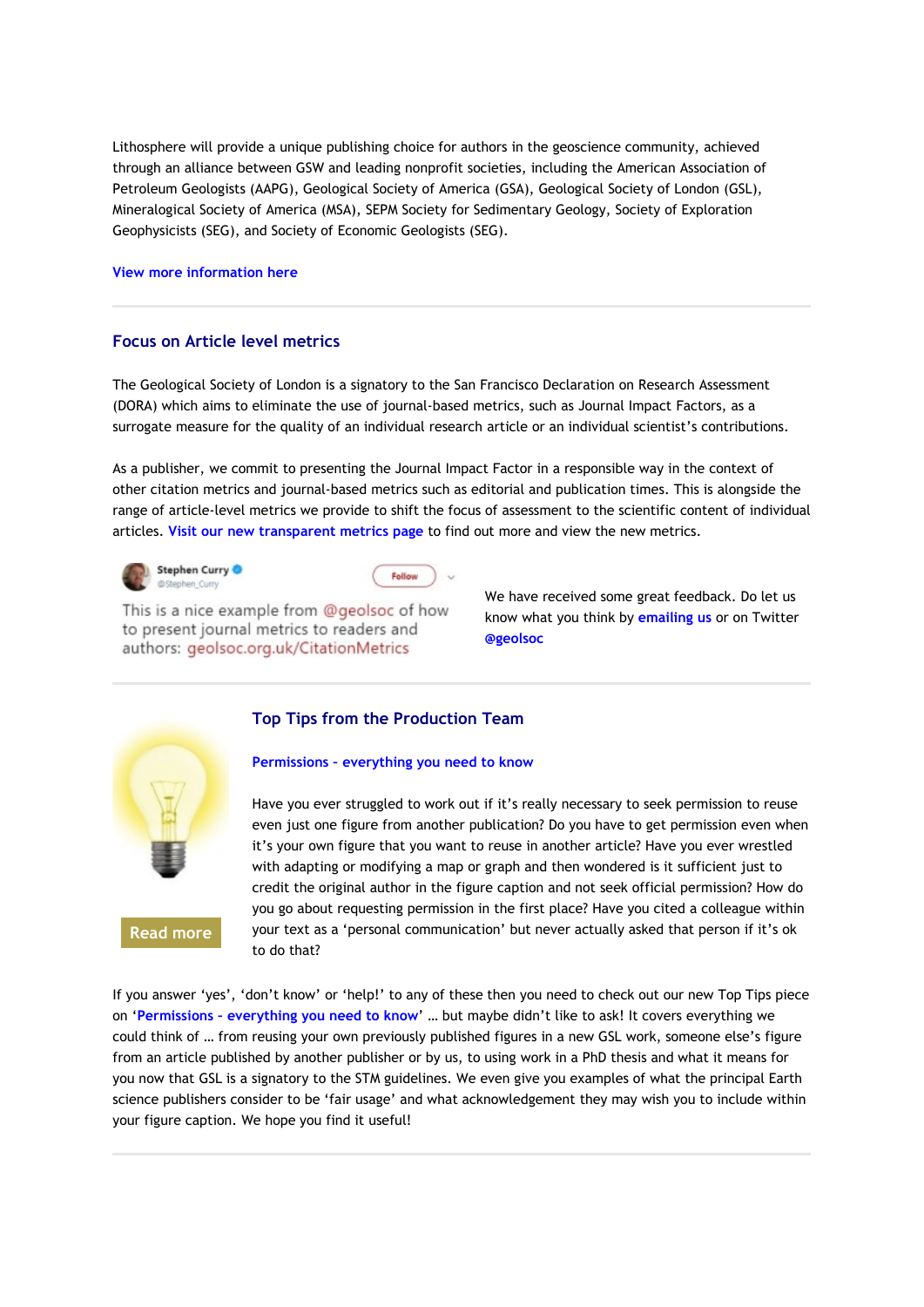Lithosphere will provide a unique publishing choice for authors in the geoscience community, achieved through an alliance between GSW and leading nonprofit societies, including the American Association of Petroleum Geologists (AAPG), Geological Society of America (GSA), Geological Society of London (GSL), Mineralogical Society of America (MSA), SEPM Society for Sedimentary Geology, Society of Exploration Geophysicists (SEG), and Society of Economic Geologists (SEG).

**View more information here**

---

## Focus on Article level metrics

The Geological Society of London is a signatory to the San Francisco Declaration on Research Assessment (DORA) which aims to eliminate the use of journal-based metrics, such as Journal Impact Factors, as a surrogate measure for the quality of an individual research article or an individual scientist's contributions.

As a publisher, we commit to presenting the Journal Impact Factor in a responsible way in the context of other citation metrics and journal-based metrics such as editorial and publication times. This is alongside the range of article-level metrics we provide to shift the focus of assessment to the scientific content of individual articles. **Visit our new transparent metrics page** to find out more and view the new metrics.

Stephen Curry
@Stephen_Curry

This is a nice example from @geolsoc of how to present journal metrics to readers and authors: geolsoc.org.uk/CitationMetrics

We have received some great feedback. Do let us know what you think by **emailing us** or on Twitter **@geolsoc**

---

## Top Tips from the Production Team

### Permissions – everything you need to know

Have you ever struggled to work out if it's really necessary to seek permission to reuse even just one figure from another publication? Do you have to get permission even when it's your own figure that you want to reuse in another article? Have you ever wrestled with adapting or modifying a map or graph and then wondered is it sufficient just to credit the original author in the figure caption and not seek official permission? How do you go about requesting permission in the first place? Have you cited a colleague within your text as a 'personal communication' but never actually asked that person if it's ok to do that?

**Read more**

If you answer 'yes', 'don't know' or 'help!' to any of these then you need to check out our new Top Tips piece on '**Permissions – everything you need to know**' … but maybe didn't like to ask! It covers everything we could think of … from reusing your own previously published figures in a new GSL work, someone else's figure from an article published by another publisher or by us, to using work in a PhD thesis and what it means for you now that GSL is a signatory to the STM guidelines. We even give you examples of what the principal Earth science publishers consider to be 'fair usage' and what acknowledgement they may wish you to include within your figure caption. We hope you find it useful!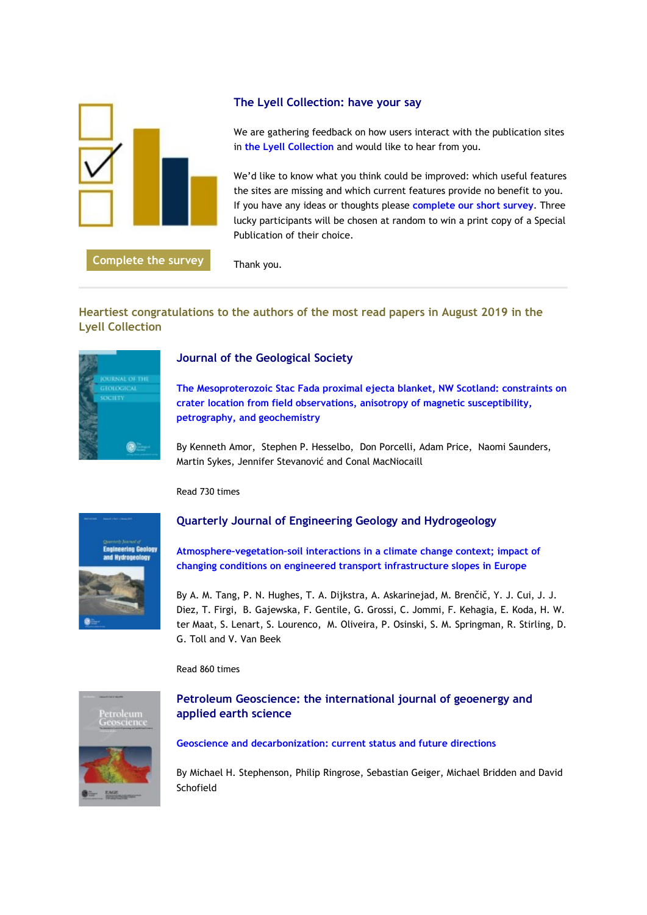## The Lyell Collection: have your say

We are gathering feedback on how users interact with the publication sites in the Lyell Collection and would like to hear from you.

We'd like to know what you think could be improved: which useful features the sites are missing and which current features provide no benefit to you. If you have any ideas or thoughts please complete our short survey. Three lucky participants will be chosen at random to win a print copy of a Special Publication of their choice.

Complete the survey

Thank you.

---

## Heartiest congratulations to the authors of the most read papers in August 2019 in the Lyell Collection

### Journal of the Geological Society

**The Mesoproterozoic Stac Fada proximal ejecta blanket, NW Scotland: constraints on crater location from field observations, anisotropy of magnetic susceptibility, petrography, and geochemistry**

By Kenneth Amor, Stephen P. Hesselbo, Don Porcelli, Adam Price, Naomi Saunders, Martin Sykes, Jennifer Stevanović and Conal MacNiocaill

Read 730 times

### Quarterly Journal of Engineering Geology and Hydrogeology

**Atmosphere-vegetation-soil interactions in a climate change context; impact of changing conditions on engineered transport infrastructure slopes in Europe**

By A. M. Tang, P. N. Hughes, T. A. Dijkstra, A. Askarinejad, M. Brenčič, Y. J. Cui, J. J. Diez, T. Firgi, B. Gajewska, F. Gentile, G. Grossi, C. Jommi, F. Kehagia, E. Koda, H. W. ter Maat, S. Lenart, S. Lourenco, M. Oliveira, P. Osinski, S. M. Springman, R. Stirling, D. G. Toll and V. Van Beek

Read 860 times

### Petroleum Geoscience: the international journal of geoenergy and applied earth science

**Geoscience and decarbonization: current status and future directions**

By Michael H. Stephenson, Philip Ringrose, Sebastian Geiger, Michael Bridden and David Schofield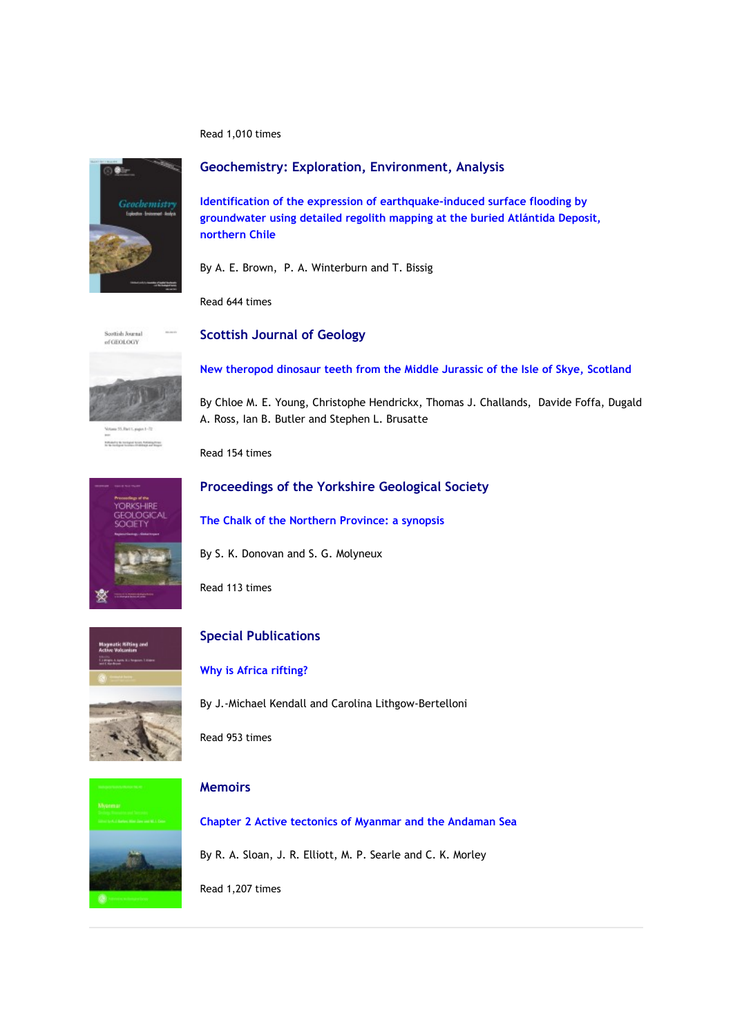Read 1,010 times

## Geochemistry: Exploration, Environment, Analysis

### Identification of the expression of earthquake-induced surface flooding by groundwater using detailed regolith mapping at the buried Atlántida Deposit, northern Chile

By A. E. Brown, P. A. Winterburn and T. Bissig

Read 644 times

## Scottish Journal of Geology

### New theropod dinosaur teeth from the Middle Jurassic of the Isle of Skye, Scotland

By Chloe M. E. Young, Christophe Hendrickx, Thomas J. Challands, Davide Foffa, Dugald A. Ross, Ian B. Butler and Stephen L. Brusatte

Read 154 times

## Proceedings of the Yorkshire Geological Society

### The Chalk of the Northern Province: a synopsis

By S. K. Donovan and S. G. Molyneux

Read 113 times

## Special Publications

### Why is Africa rifting?

By J.-Michael Kendall and Carolina Lithgow-Bertelloni

Read 953 times

## Memoirs

### Chapter 2 Active tectonics of Myanmar and the Andaman Sea

By R. A. Sloan, J. R. Elliott, M. P. Searle and C. K. Morley

Read 1,207 times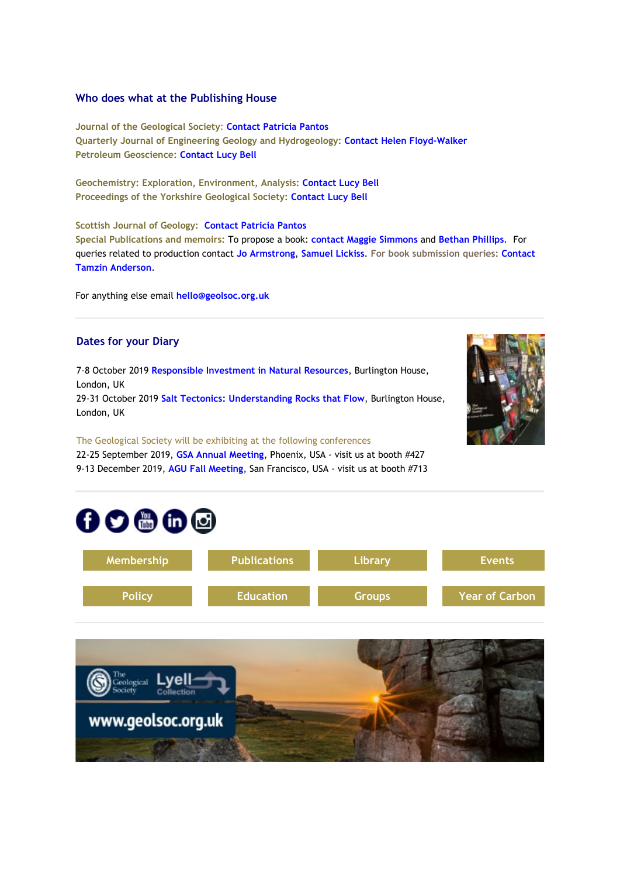## Who does what at the Publishing House

Journal of the Geological Society: Contact Patricia Pantos
Quarterly Journal of Engineering Geology and Hydrogeology: Contact Helen Floyd-Walker
Petroleum Geoscience: Contact Lucy Bell

Geochemistry: Exploration, Environment, Analysis: Contact Lucy Bell
Proceedings of the Yorkshire Geological Society: Contact Lucy Bell

Scottish Journal of Geology: Contact Patricia Pantos
Special Publications and memoirs: To propose a book: contact Maggie Simmons and Bethan Phillips. For queries related to production contact Jo Armstrong, Samuel Lickiss. For book submission queries: Contact Tamzin Anderson.

For anything else email hello@geolsoc.org.uk

## Dates for your Diary

7-8 October 2019 Responsible Investment in Natural Resources, Burlington House, London, UK
29-31 October 2019 Salt Tectonics: Understanding Rocks that Flow, Burlington House, London, UK

The Geological Society will be exhibiting at the following conferences
22-25 September 2019, GSA Annual Meeting, Phoenix, USA - visit us at booth #427
9-13 December 2019, AGU Fall Meeting, San Francisco, USA - visit us at booth #713

Membership | Publications | Library | Events
Policy | Education | Groups | Year of Carbon

The Geological Society Lyell Collection
www.geolsoc.org.uk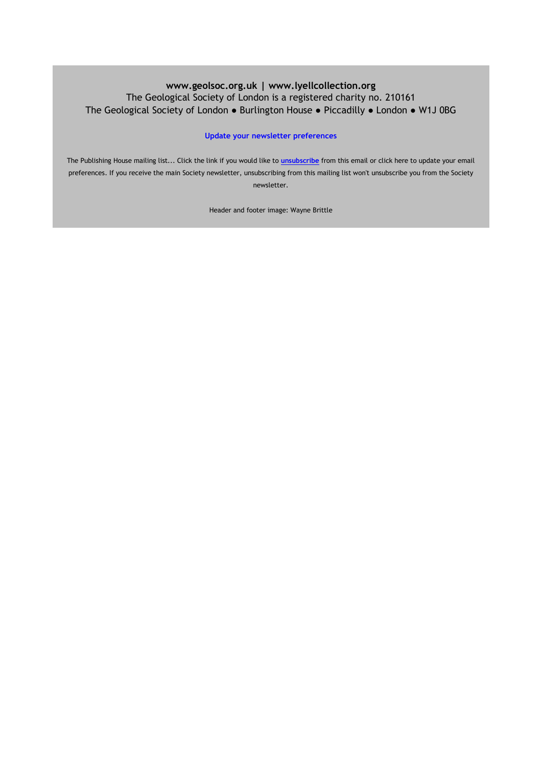**www.geolsoc.org.uk | www.lyellcollection.org**

The Geological Society of London is a registered charity no. 210161

The Geological Society of London ● Burlington House ● Piccadilly ● London ● W1J 0BG

**Update your newsletter preferences**

The Publishing House mailing list... Click the link if you would like to **unsubscribe** from this email or click here to update your email preferences. If you receive the main Society newsletter, unsubscribing from this mailing list won't unsubscribe you from the Society newsletter.

Header and footer image: Wayne Brittle